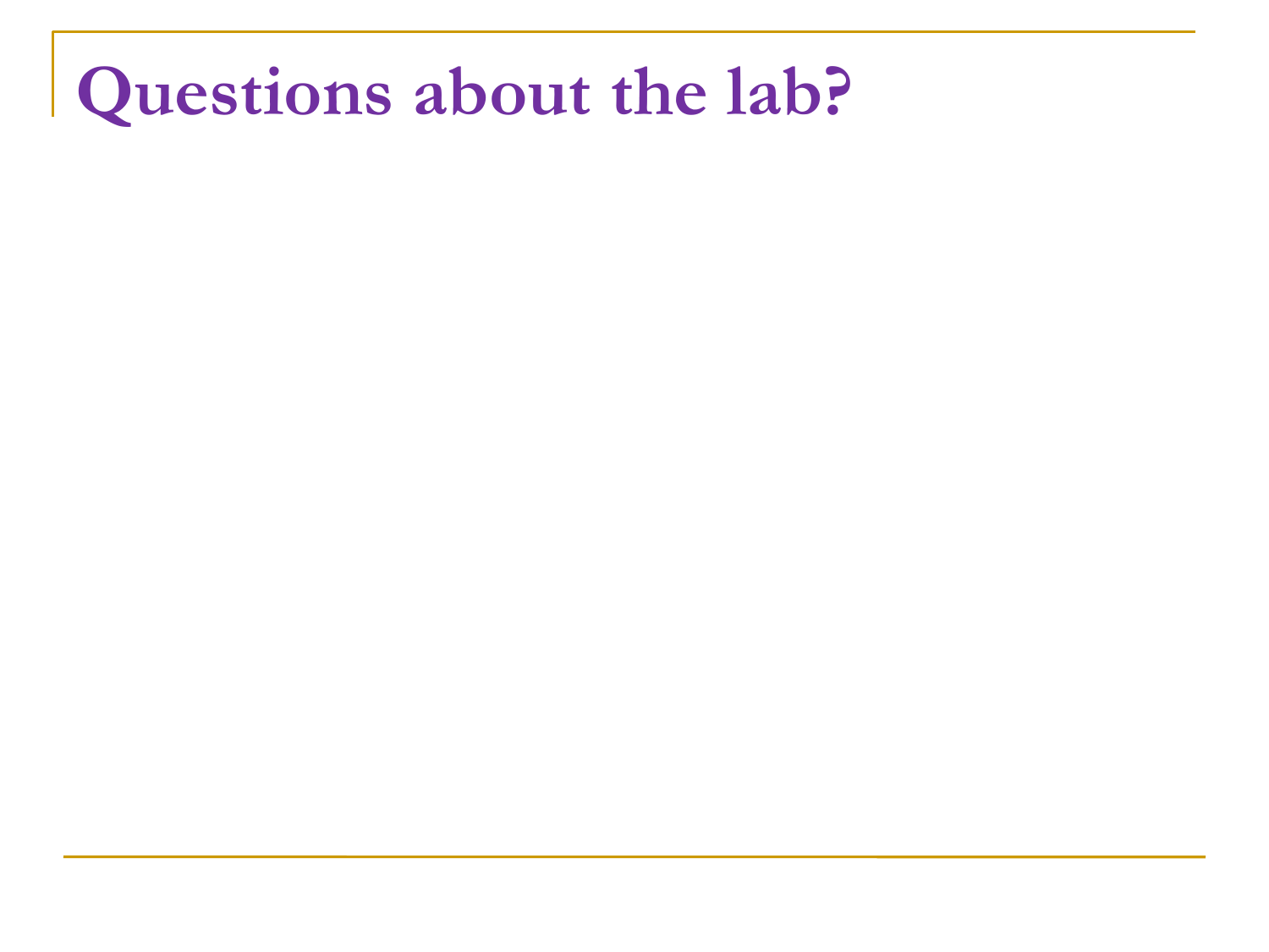# Questions about the lab?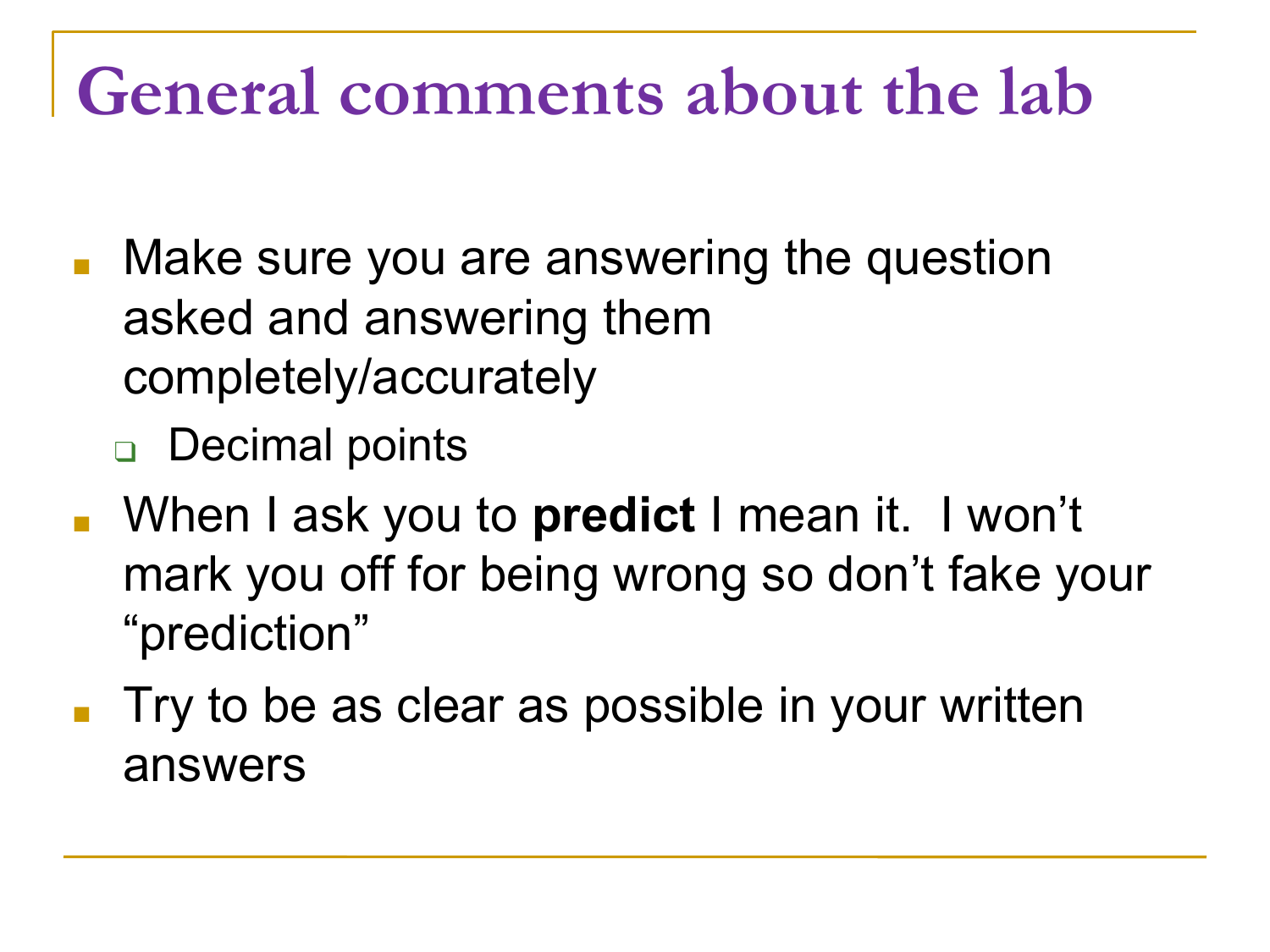# General comments about the lab

- Make sure you are answering the question asked and answering them completely/accurately
  - Decimal points
- When I ask you to **predict** I mean it. I won't mark you off for being wrong so don't fake your "prediction"
- Try to be as clear as possible in your written answers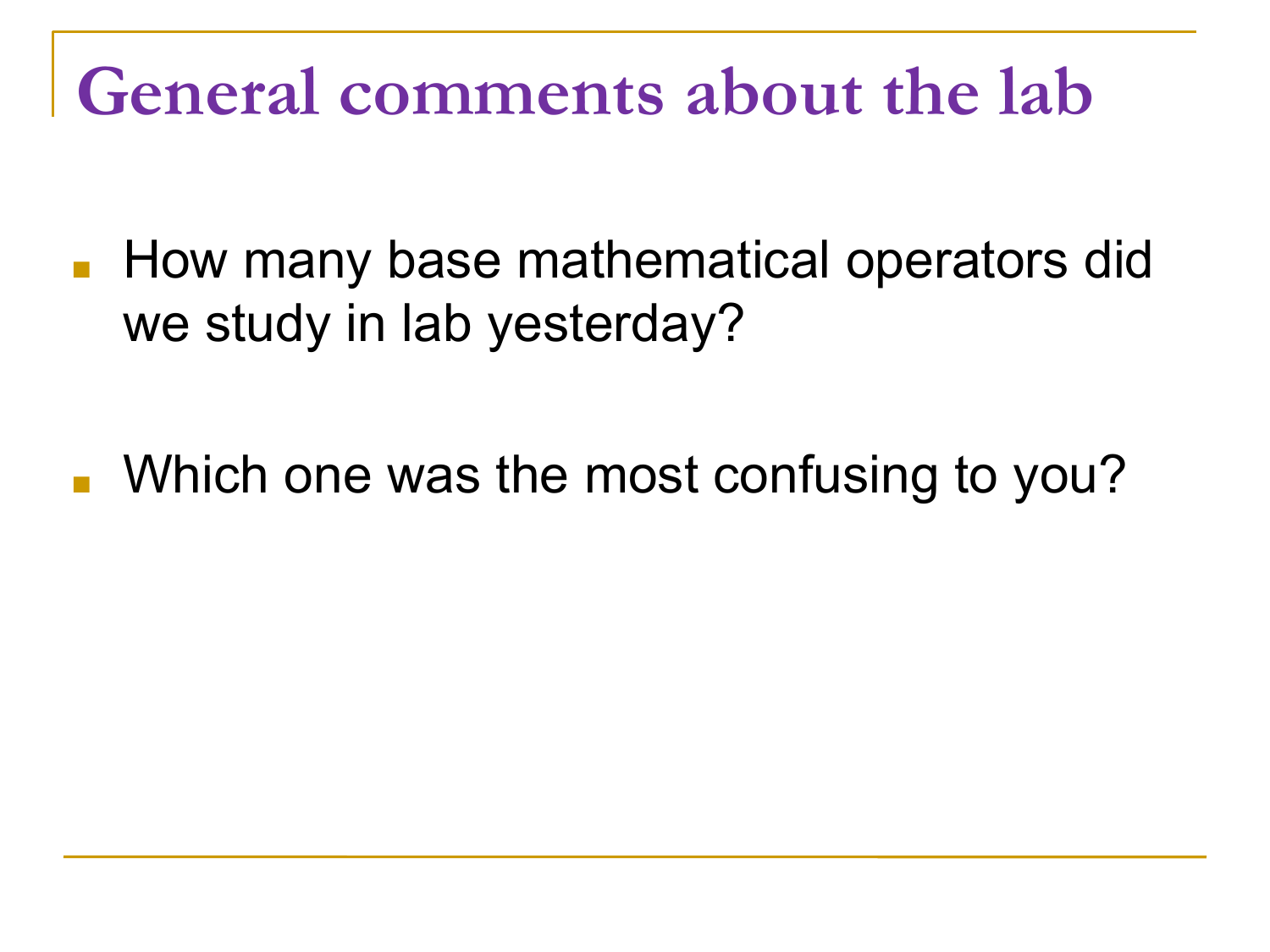# General comments about the lab

- How many base mathematical operators did we study in lab yesterday?

- Which one was the most confusing to you?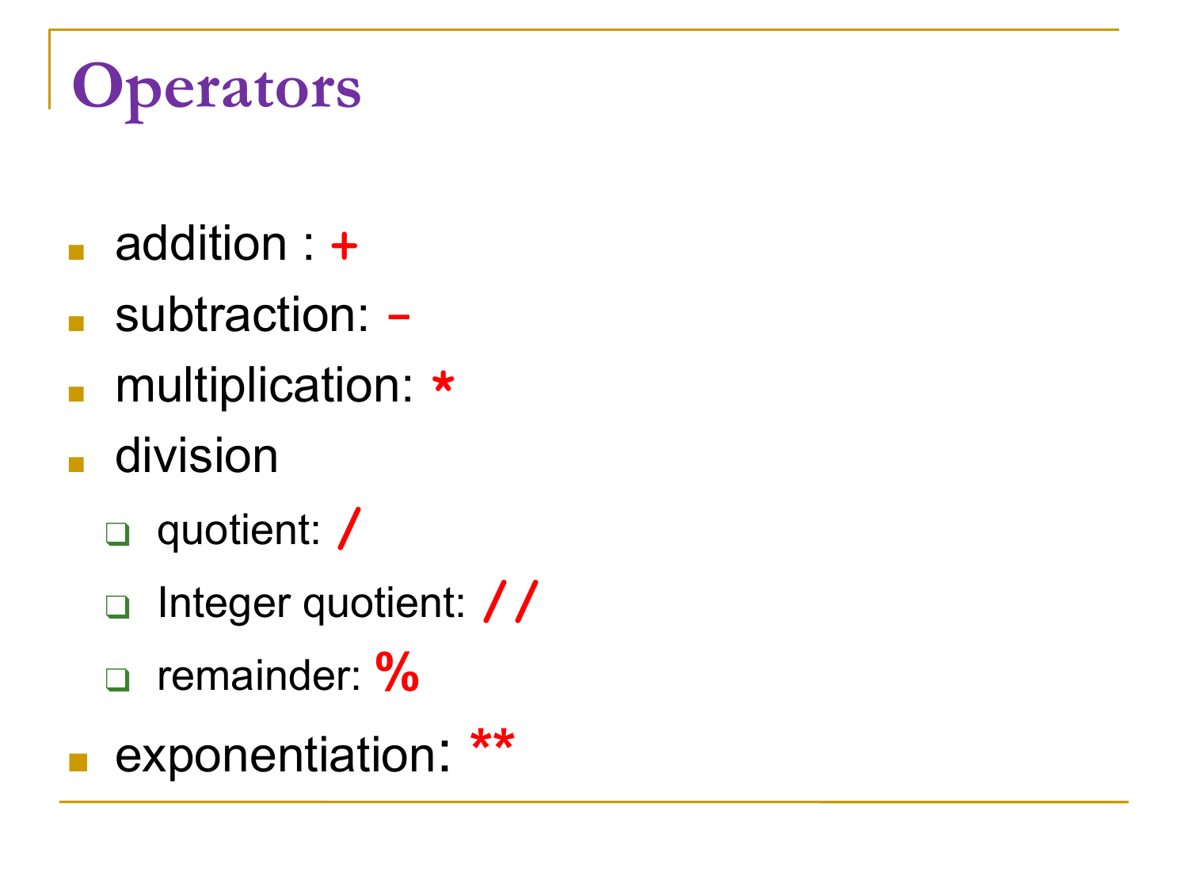# Operators

- addition : +
- subtraction: -
- multiplication: *
- division
  - quotient: /
  - Integer quotient: //
  - remainder: %
- exponentiation: **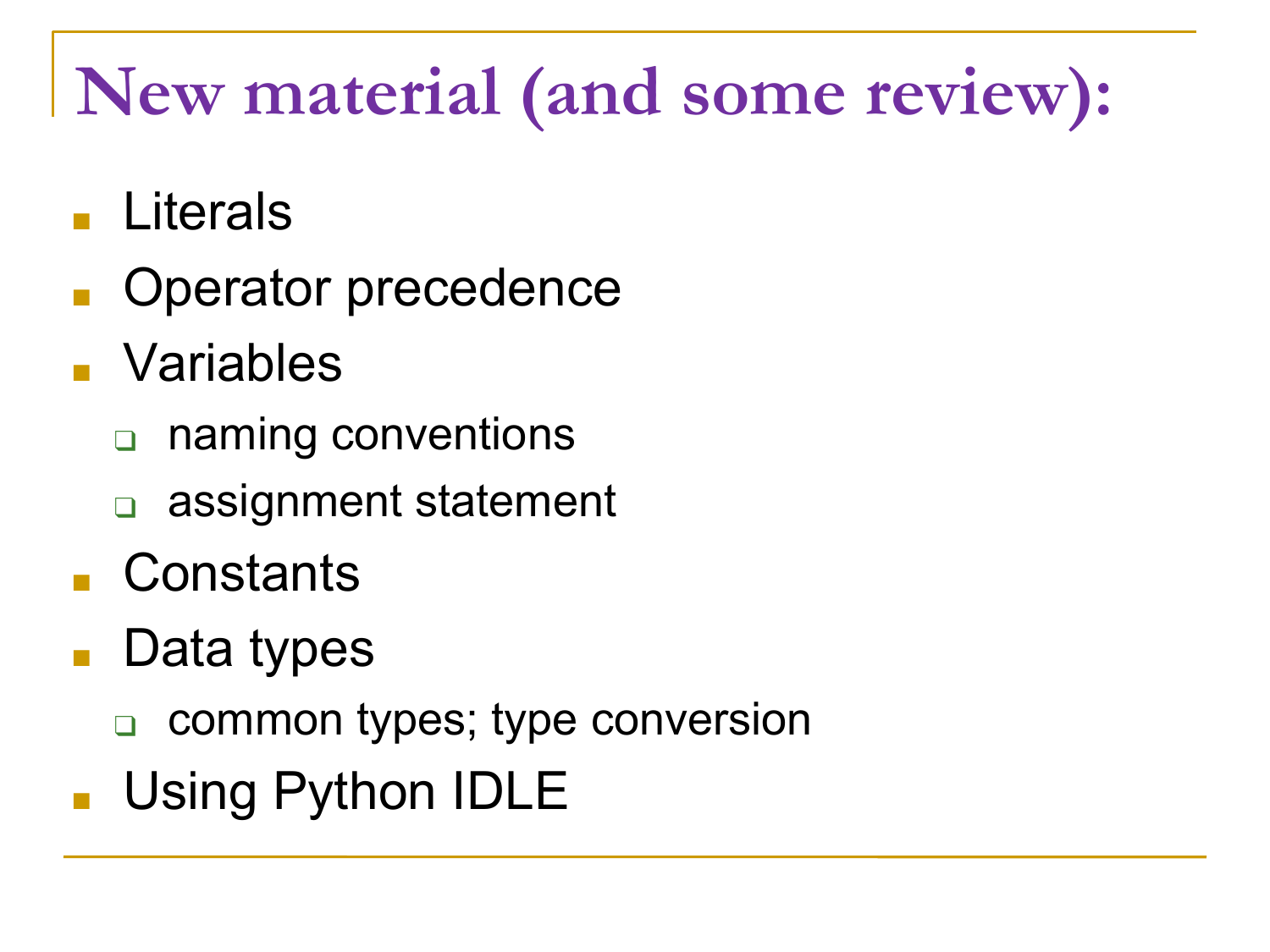# New material (and some review):

- Literals
- Operator precedence
- Variables
  - naming conventions
  - assignment statement
- Constants
- Data types
  - common types; type conversion
- Using Python IDLE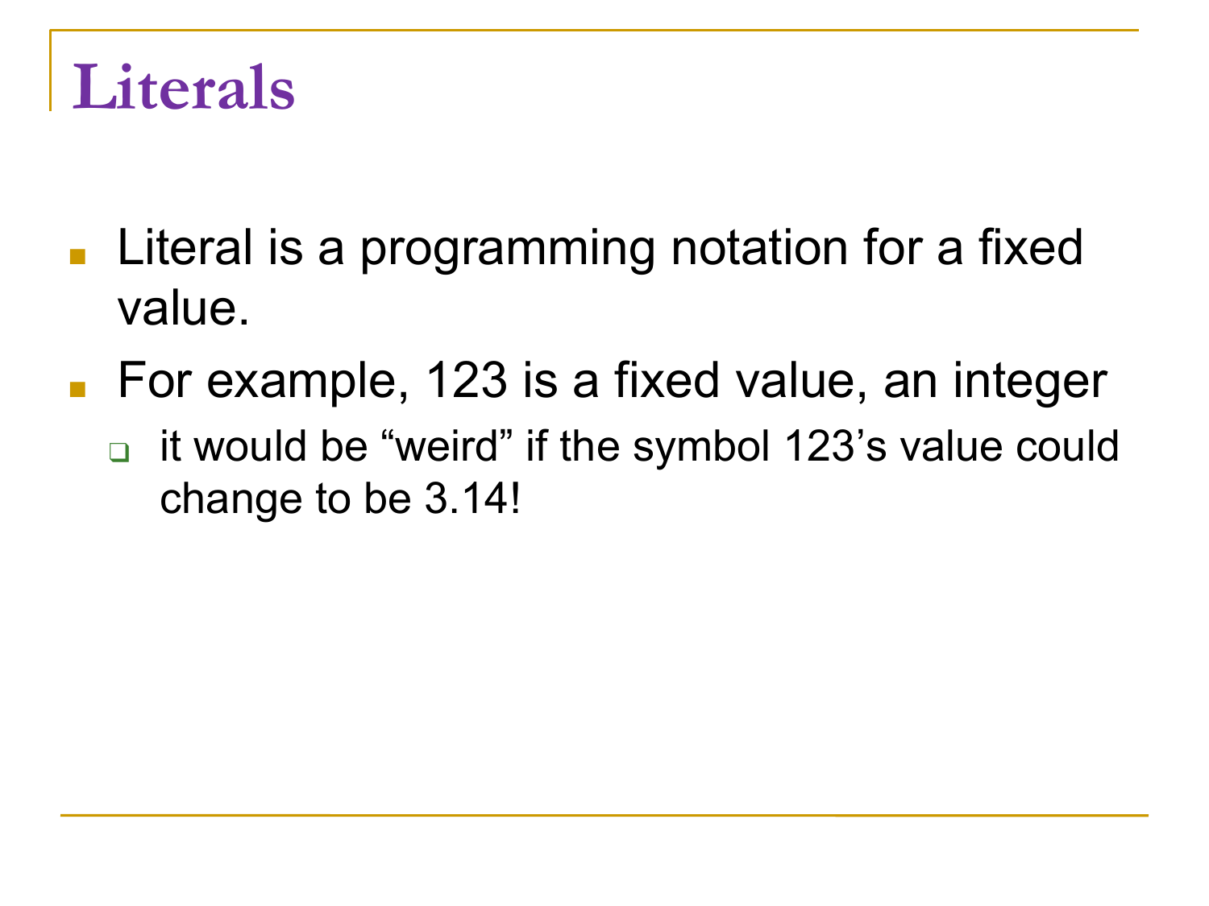# Literals

- Literal is a programming notation for a fixed value.
- For example, 123 is a fixed value, an integer
  - it would be “weird” if the symbol 123’s value could change to be 3.14!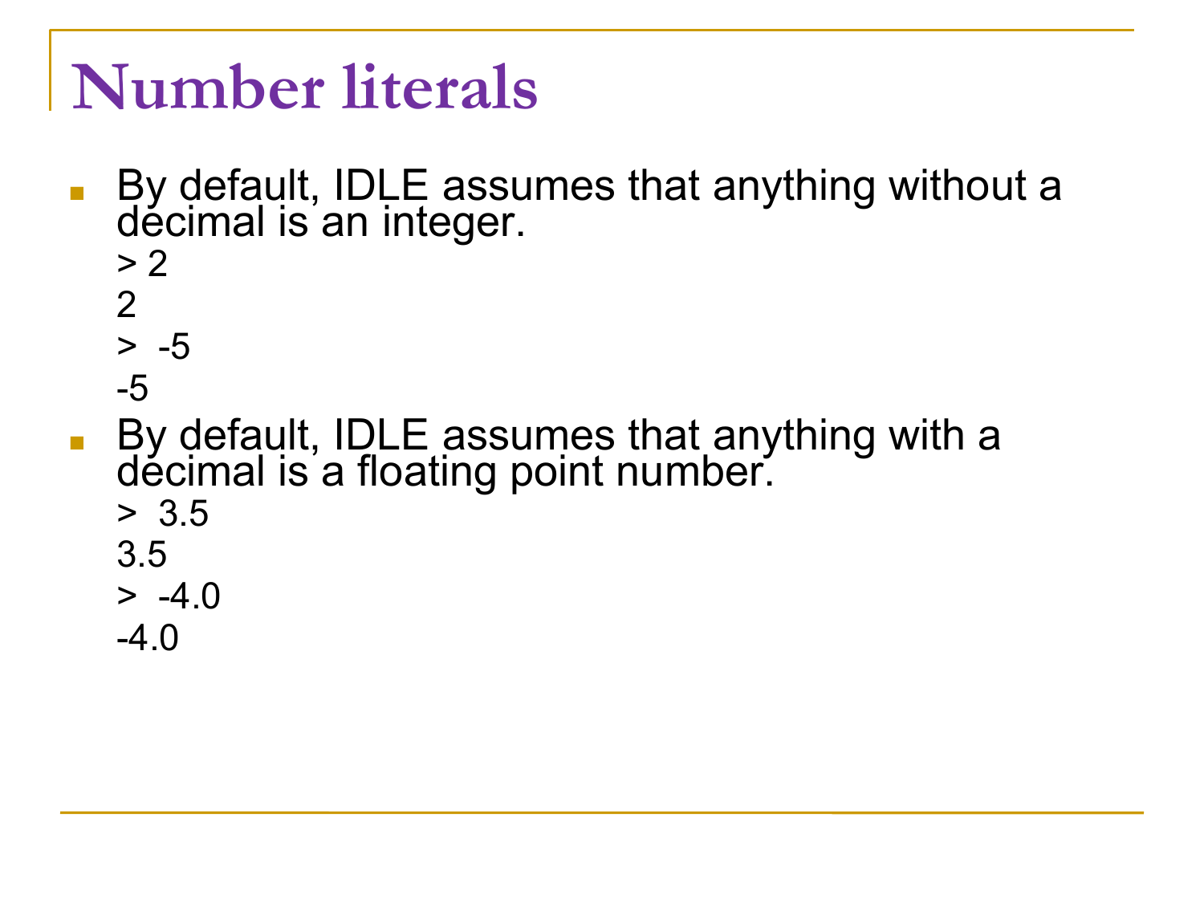# Number literals

- By default, IDLE assumes that anything without a decimal is an integer.

```
> 2
2
>  -5
-5
```

- By default, IDLE assumes that anything with a decimal is a floating point number.

```
>  3.5
3.5
>  -4.0
-4.0
```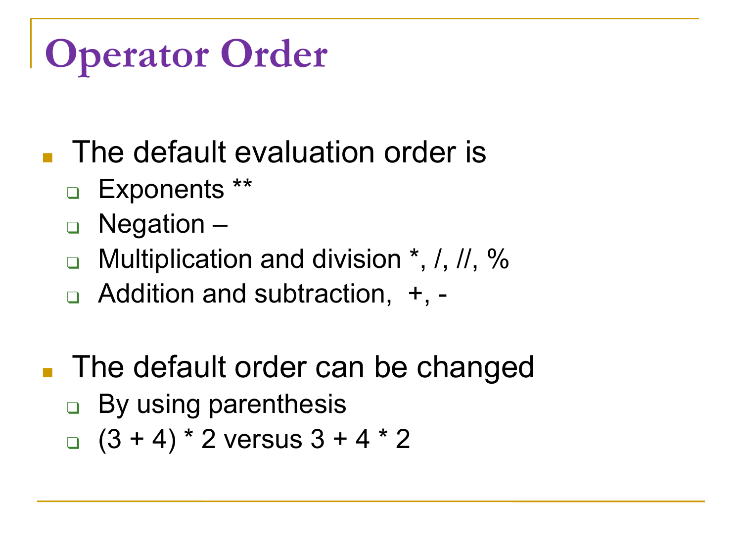# Operator Order

- The default evaluation order is
  - Exponents **
  - Negation –
  - Multiplication and division *, /, //, %
  - Addition and subtraction, +, -
- The default order can be changed
  - By using parenthesis
  - (3 + 4) * 2 versus 3 + 4 * 2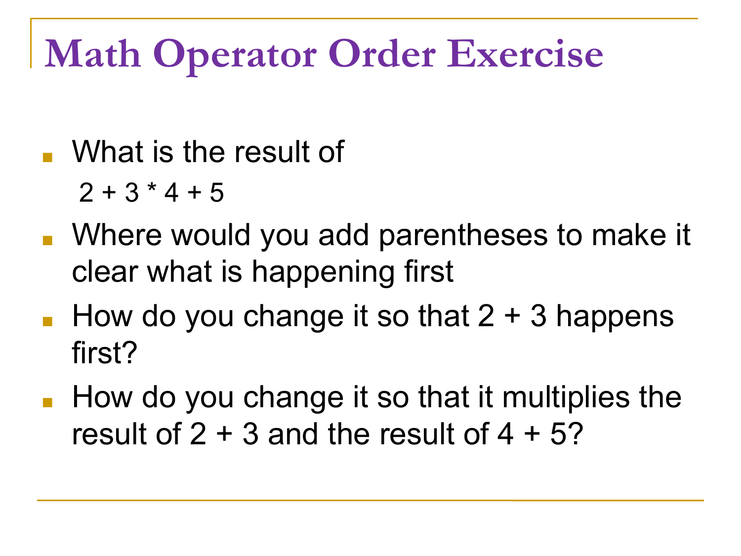# Math Operator Order Exercise

- What is the result of

  2 + 3 * 4 + 5

- Where would you add parentheses to make it clear what is happening first
- How do you change it so that 2 + 3 happens first?
- How do you change it so that it multiplies the result of 2 + 3 and the result of 4 + 5?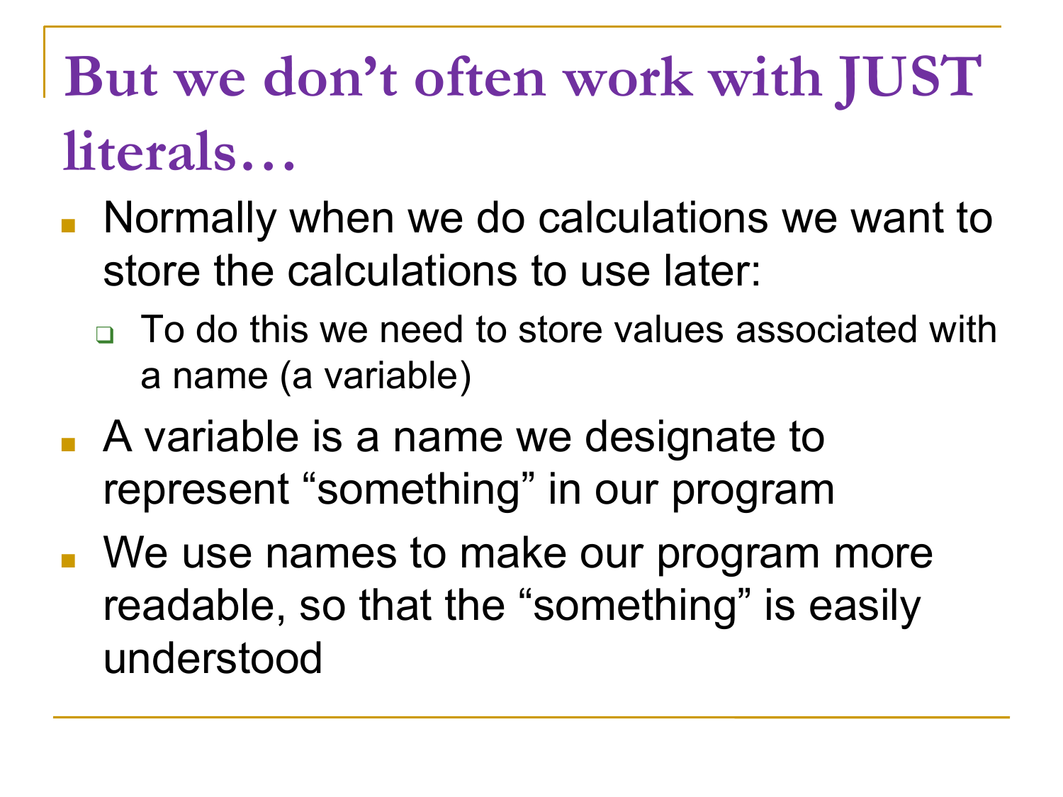# But we don’t often work with JUST literals…

- Normally when we do calculations we want to store the calculations to use later:
  - To do this we need to store values associated with a name (a variable)
- A variable is a name we designate to represent “something” in our program
- We use names to make our program more readable, so that the “something” is easily understood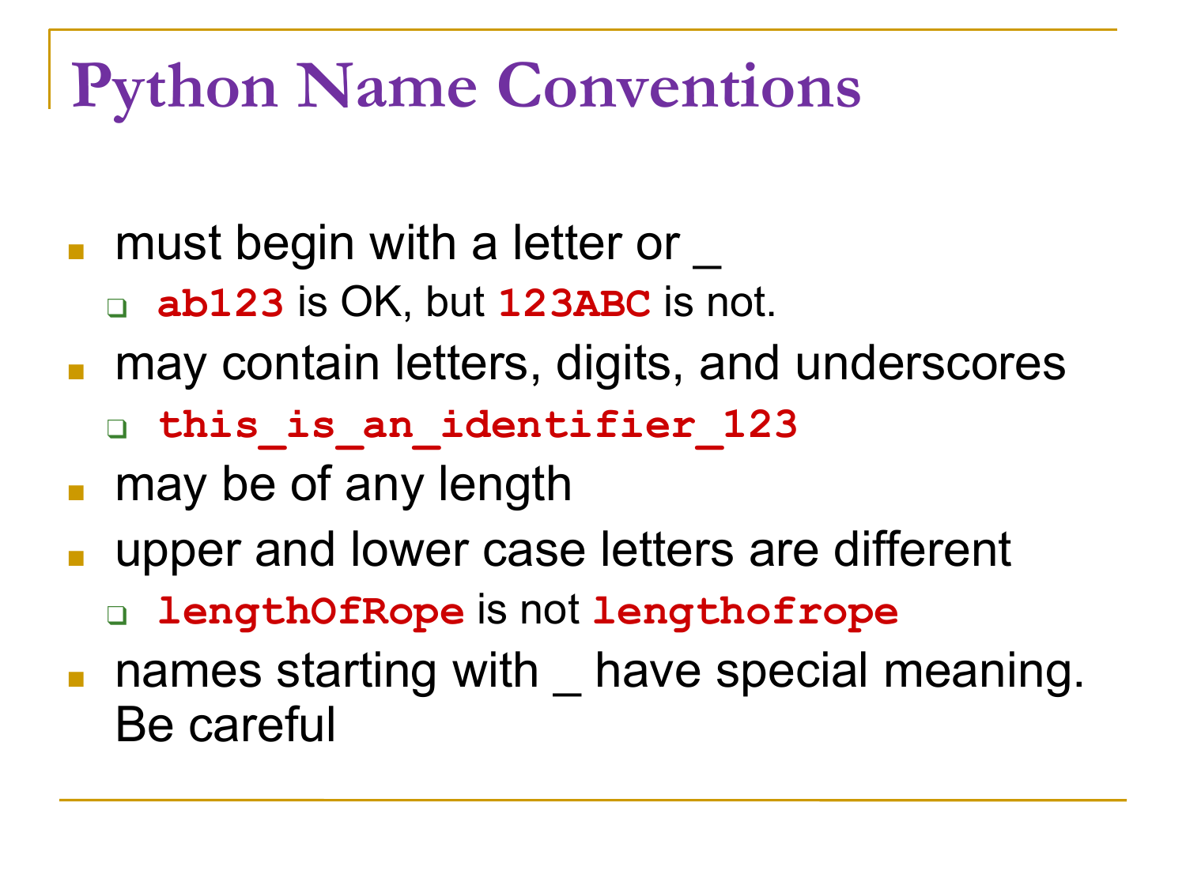# Python Name Conventions

- must begin with a letter or _
  - `ab123` is OK, but `123ABC` is not.
- may contain letters, digits, and underscores
  - `this_is_an_identifier_123`
- may be of any length
- upper and lower case letters are different
  - `lengthOfRope` is not `lengthofrope`
- names starting with _ have special meaning. Be careful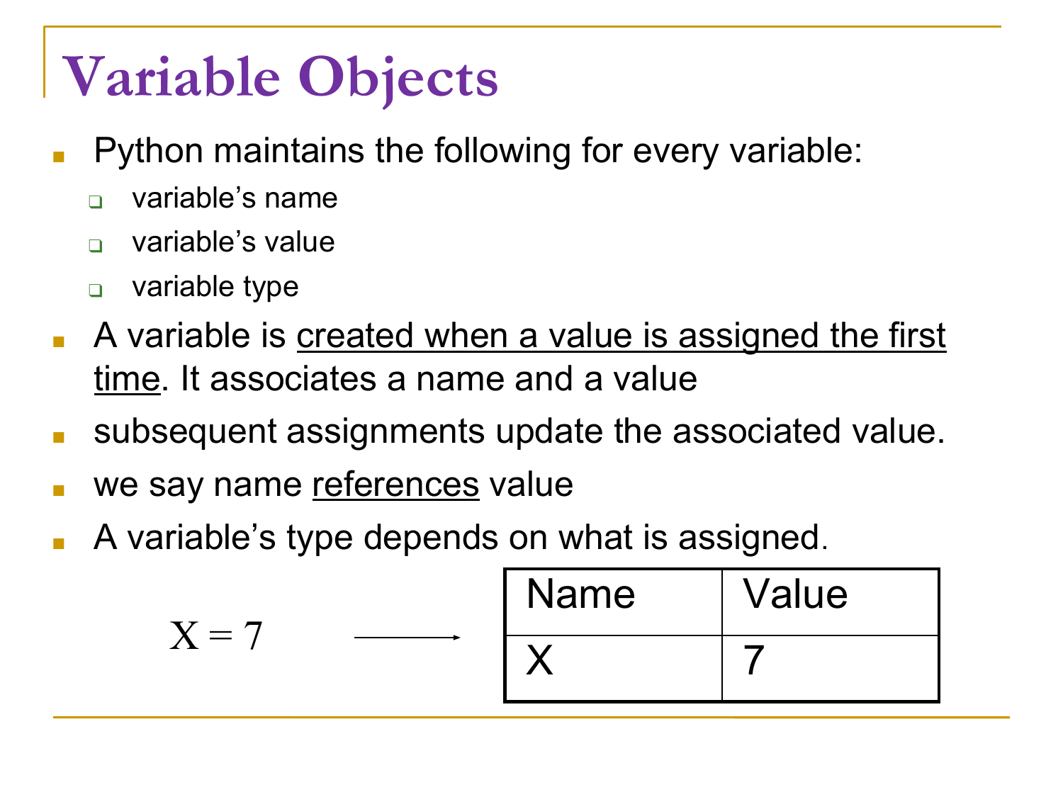# Variable Objects

- Python maintains the following for every variable:
  - variable's name
  - variable's value
  - variable type
- A variable is <u>created when a value is assigned the first time</u>. It associates a name and a value
- subsequent assignments update the associated value.
- we say name <u>references</u> value
- A variable's type depends on what is assigned.

```
X = 7
```

→

| Name | Value |
| --- | --- |
| X | 7 |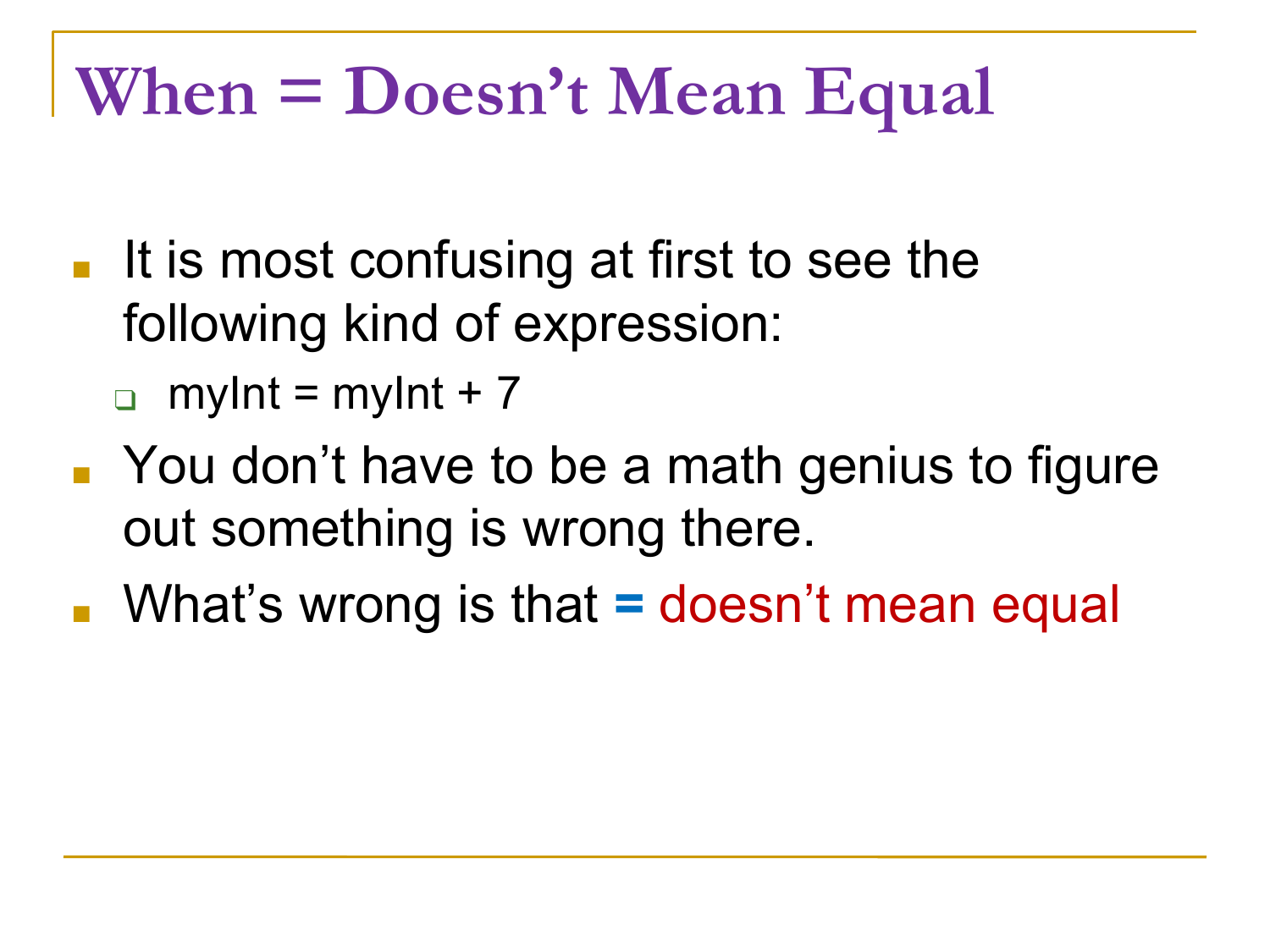# When = Doesn't Mean Equal

- It is most confusing at first to see the following kind of expression:
  - myInt = myInt + 7
- You don't have to be a math genius to figure out something is wrong there.
- What's wrong is that **=** doesn't mean equal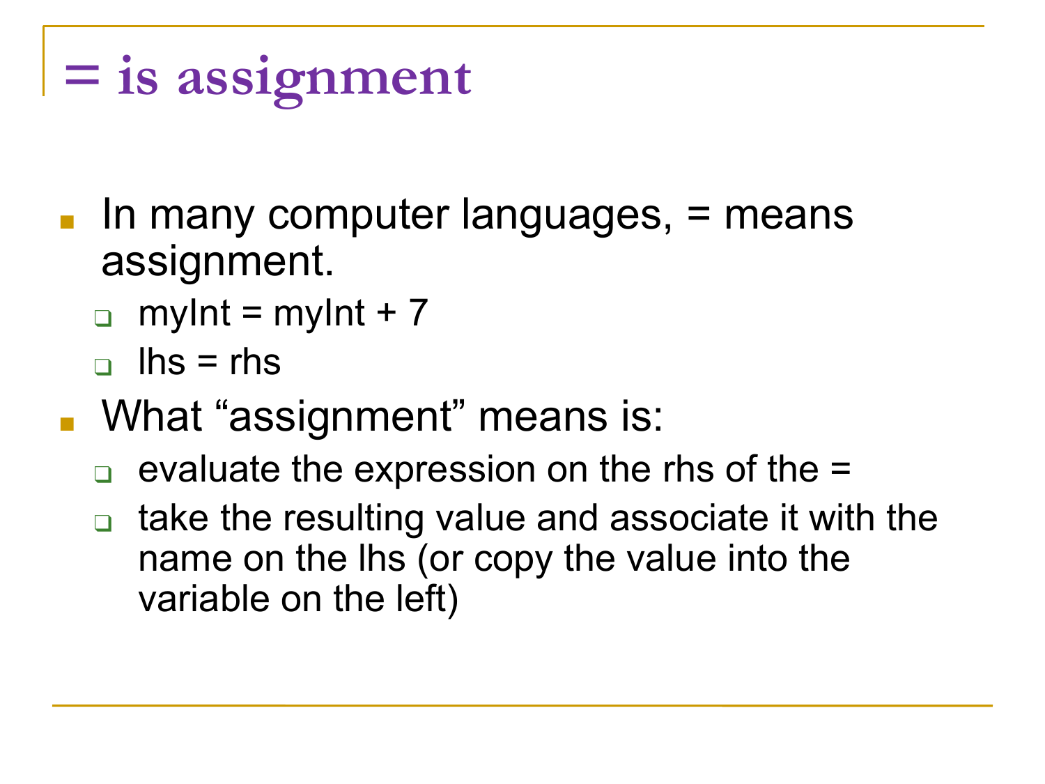# = is assignment

- In many computer languages, = means assignment.
  - myInt = myInt + 7
  - lhs = rhs
- What “assignment” means is:
  - evaluate the expression on the rhs of the =
  - take the resulting value and associate it with the name on the lhs (or copy the value into the variable on the left)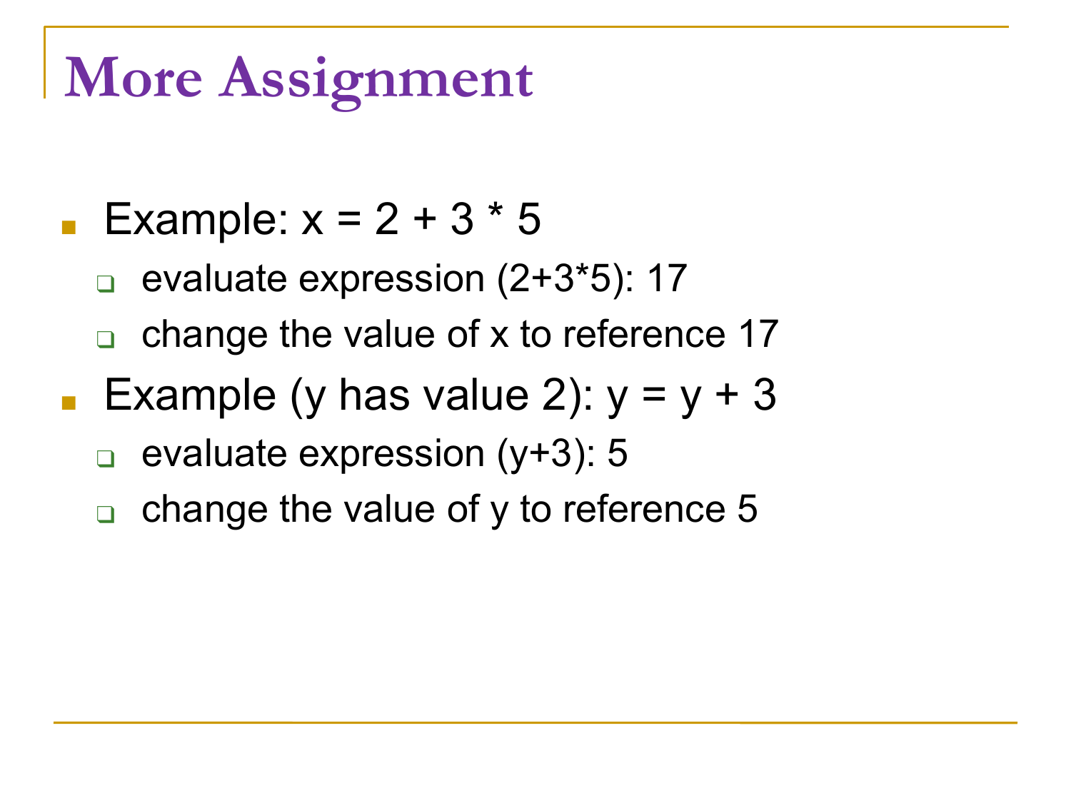# More Assignment

- Example: x = 2 + 3 * 5
  - evaluate expression (2+3*5): 17
  - change the value of x to reference 17
- Example (y has value 2): y = y + 3
  - evaluate expression (y+3): 5
  - change the value of y to reference 5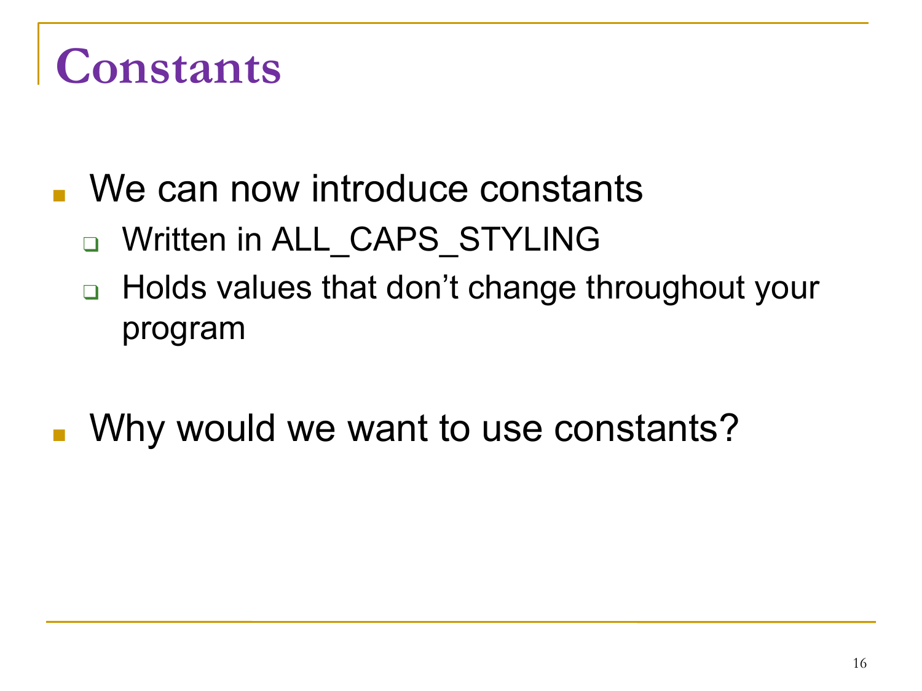# Constants

- We can now introduce constants
  - Written in ALL_CAPS_STYLING
  - Holds values that don't change throughout your program
- Why would we want to use constants?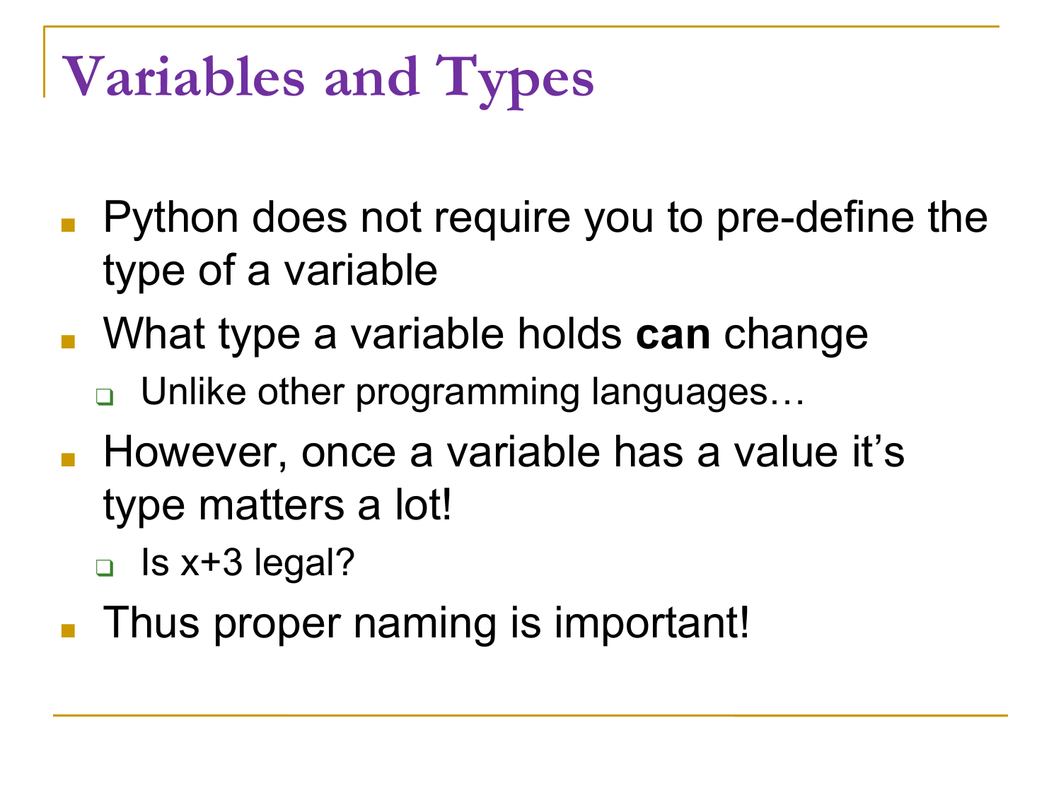# Variables and Types

- Python does not require you to pre-define the type of a variable
- What type a variable holds **can** change
  - Unlike other programming languages…
- However, once a variable has a value it's type matters a lot!
  - Is x+3 legal?
- Thus proper naming is important!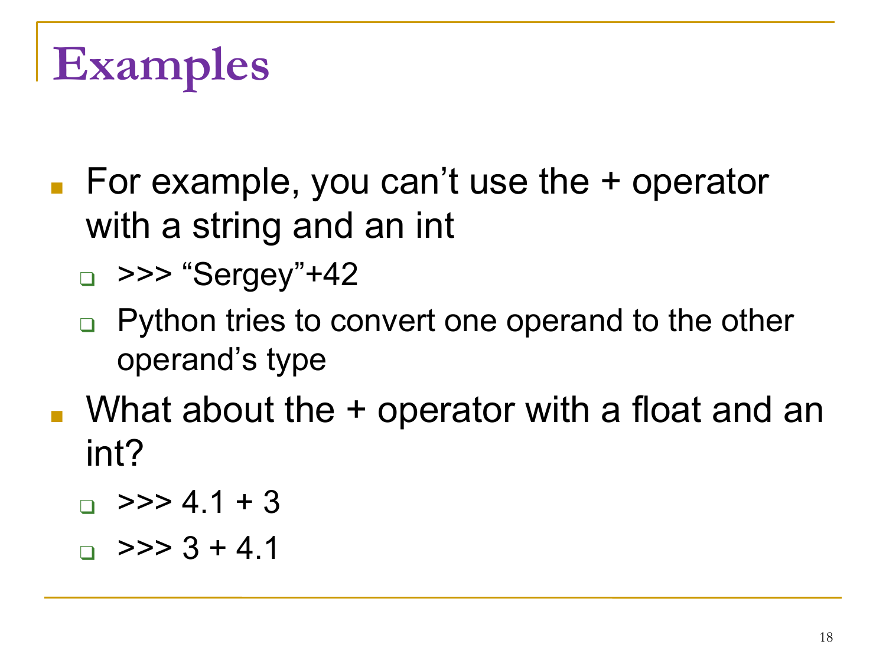# Examples

- For example, you can't use the + operator with a string and an int
  - >>> "Sergey"+42
  - Python tries to convert one operand to the other operand's type
- What about the + operator with a float and an int?
  - >>> 4.1 + 3
  - >>> 3 + 4.1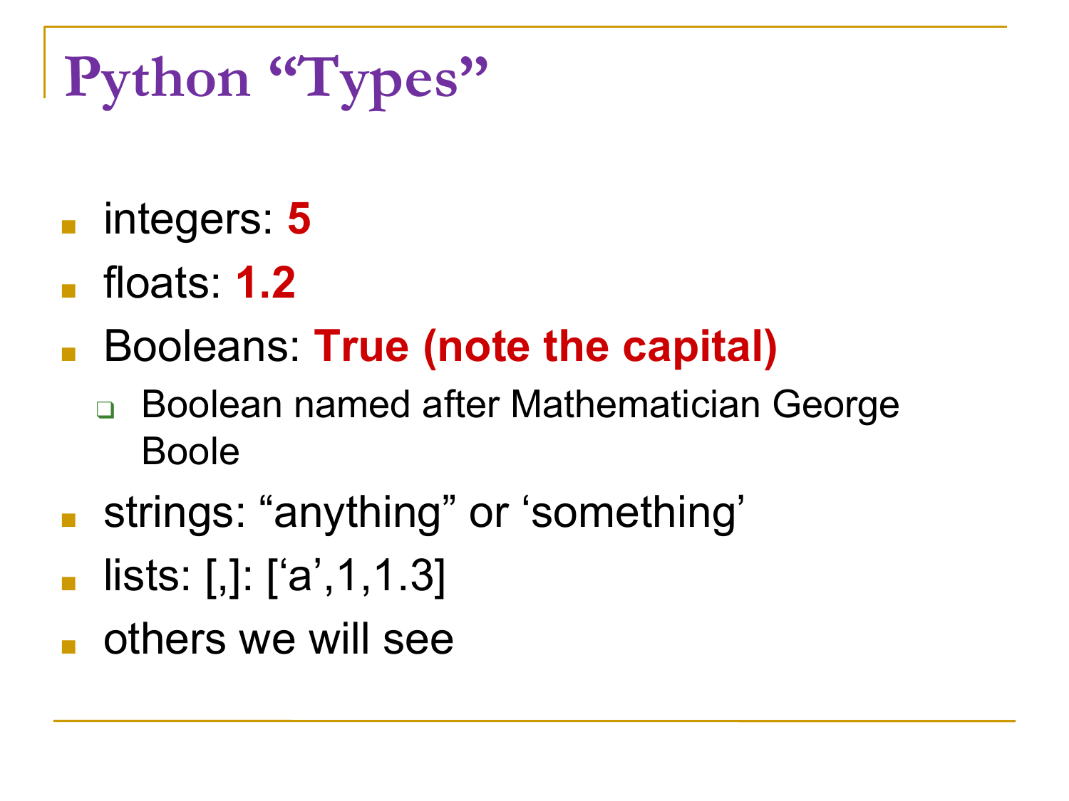# Python “Types”

- integers: **5**
- floats: **1.2**
- Booleans: **True (note the capital)**
  - Boolean named after Mathematician George Boole
- strings: “anything” or ‘something’
- lists: [,]: [‘a’,1,1.3]
- others we will see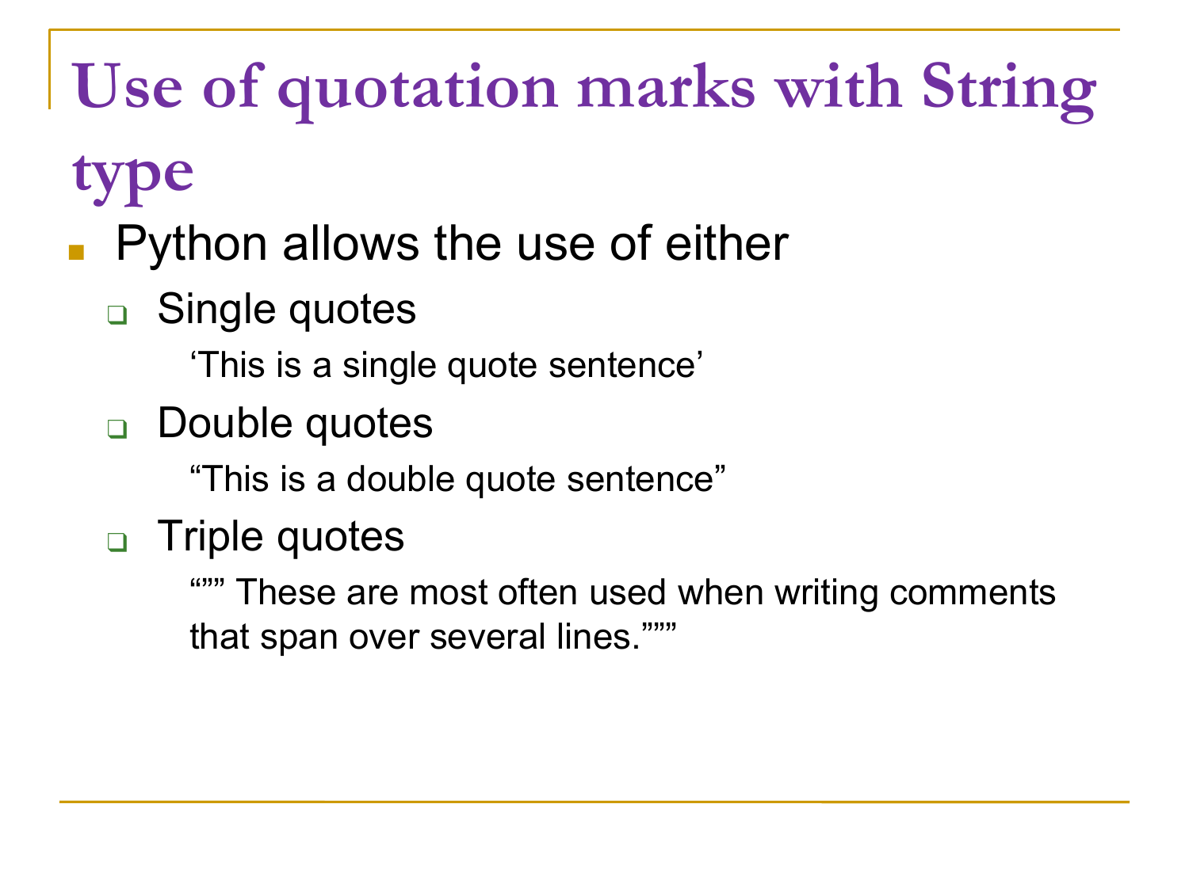# Use of quotation marks with String type

- Python allows the use of either
  - Single quotes

    ‘This is a single quote sentence’
  - Double quotes

    “This is a double quote sentence”
  - Triple quotes

    “”” These are most often used when writing comments that span over several lines.”””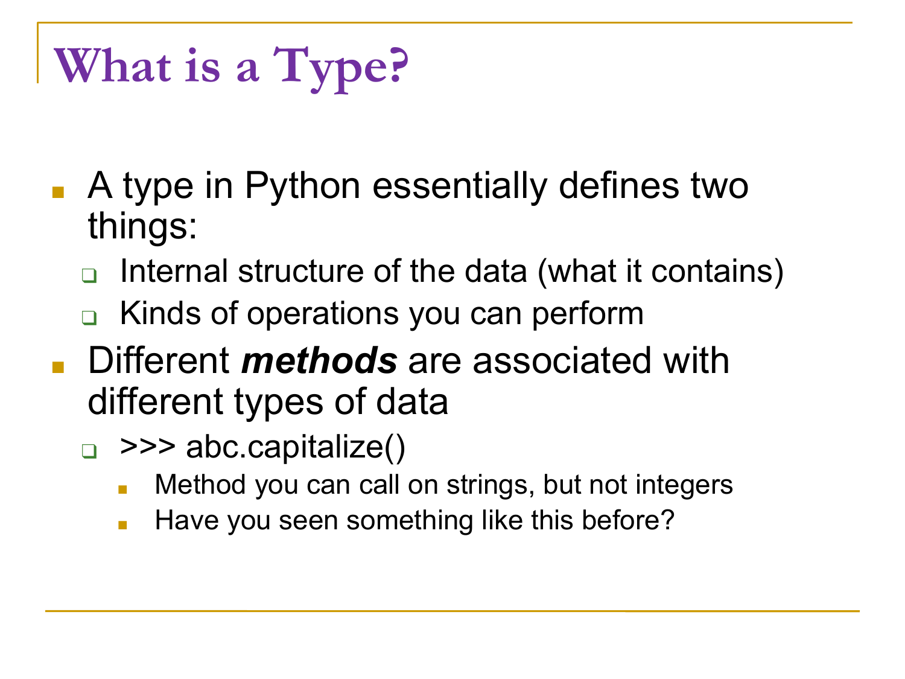# What is a Type?

- A type in Python essentially defines two things:
  - Internal structure of the data (what it contains)
  - Kinds of operations you can perform
- Different ***methods*** are associated with different types of data
  - >>> abc.capitalize()
    - Method you can call on strings, but not integers
    - Have you seen something like this before?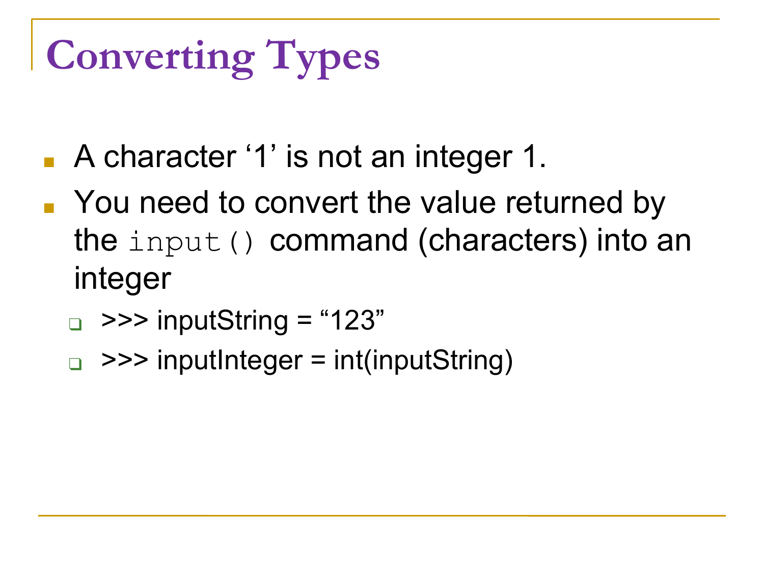# Converting Types

- A character ‘1’ is not an integer 1.
- You need to convert the value returned by the `input()` command (characters) into an integer
  - >>> inputString = “123”
  - >>> inputInteger = int(inputString)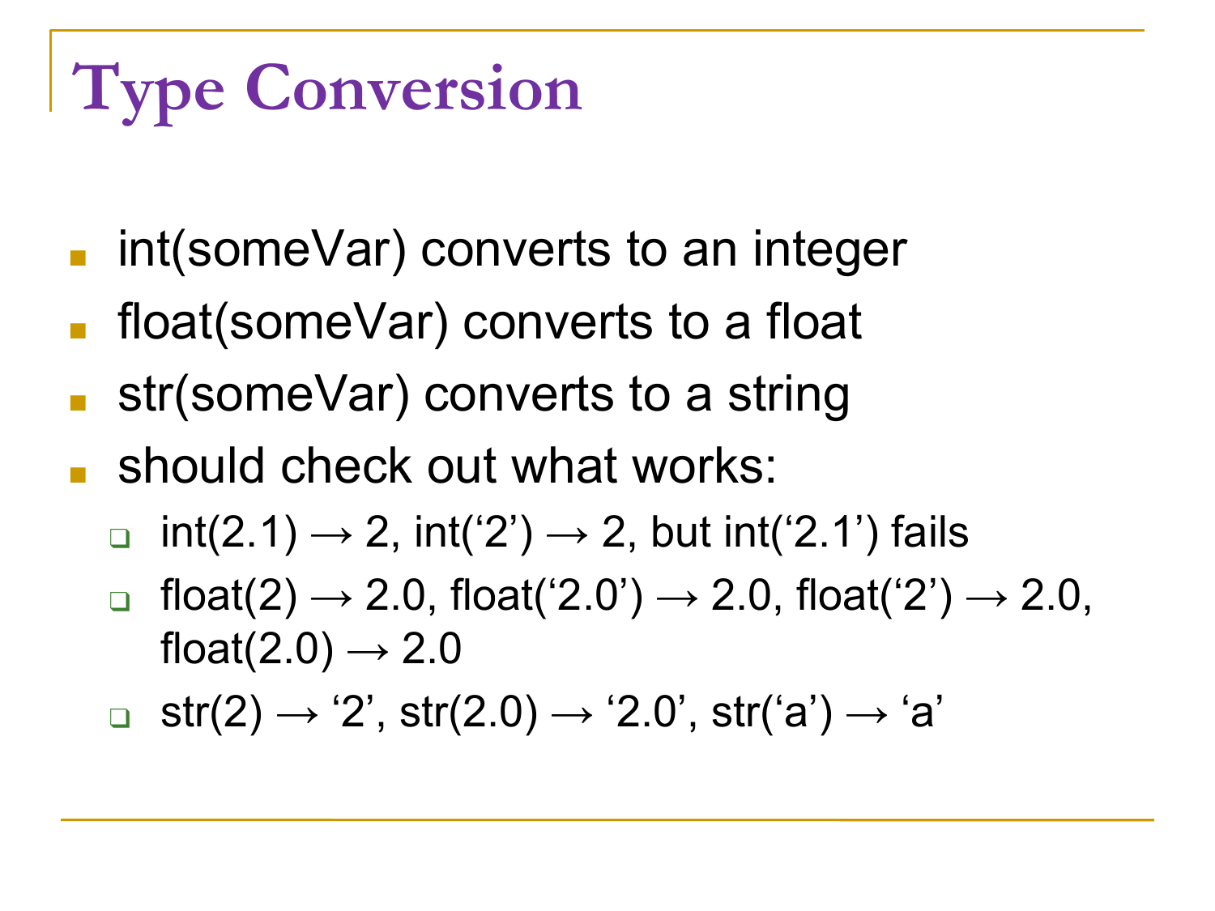# Type Conversion

- int(someVar) converts to an integer
- float(someVar) converts to a float
- str(someVar) converts to a string
- should check out what works:
  - int(2.1) → 2, int('2') → 2, but int('2.1') fails
  - float(2) → 2.0, float('2.0') → 2.0, float('2') → 2.0, float(2.0) → 2.0
  - str(2) → '2', str(2.0) → '2.0', str('a') → 'a'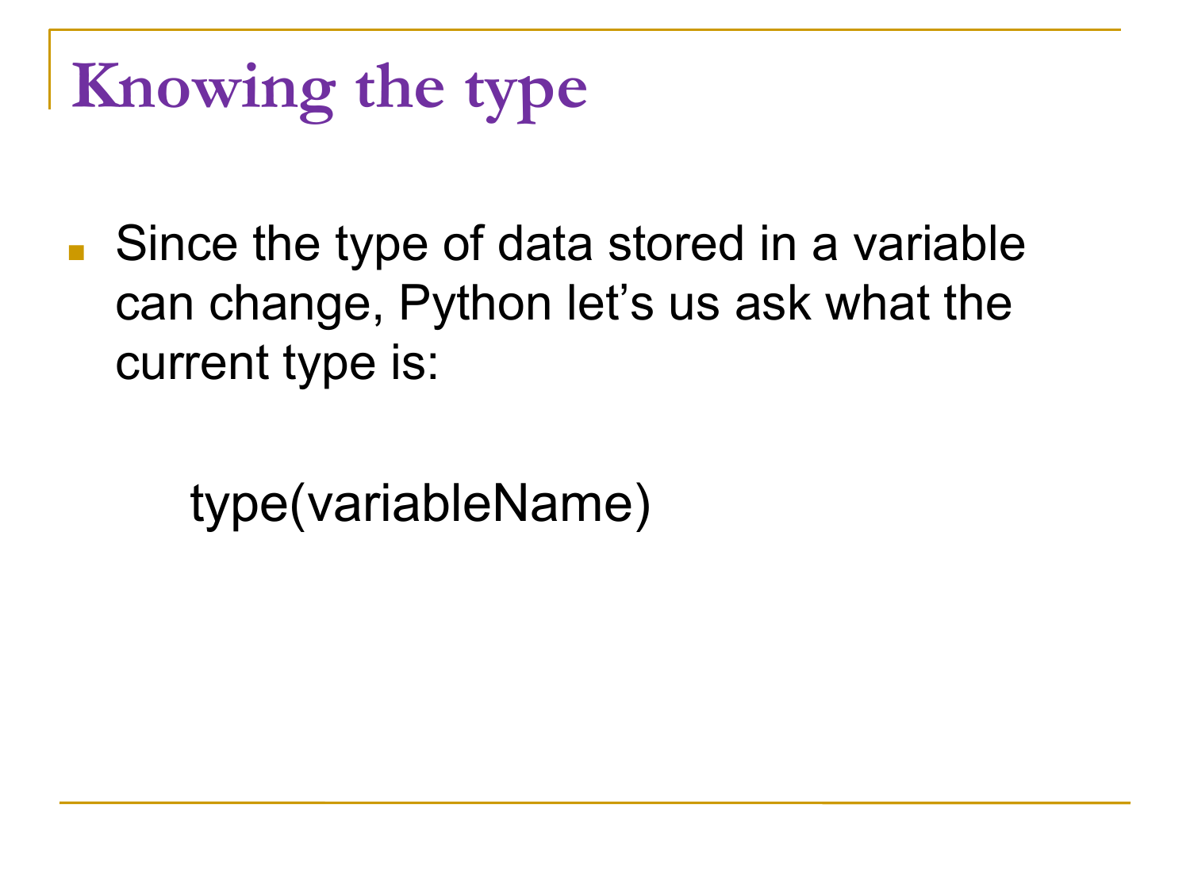# Knowing the type

- Since the type of data stored in a variable can change, Python let's us ask what the current type is:

```
type(variableName)
```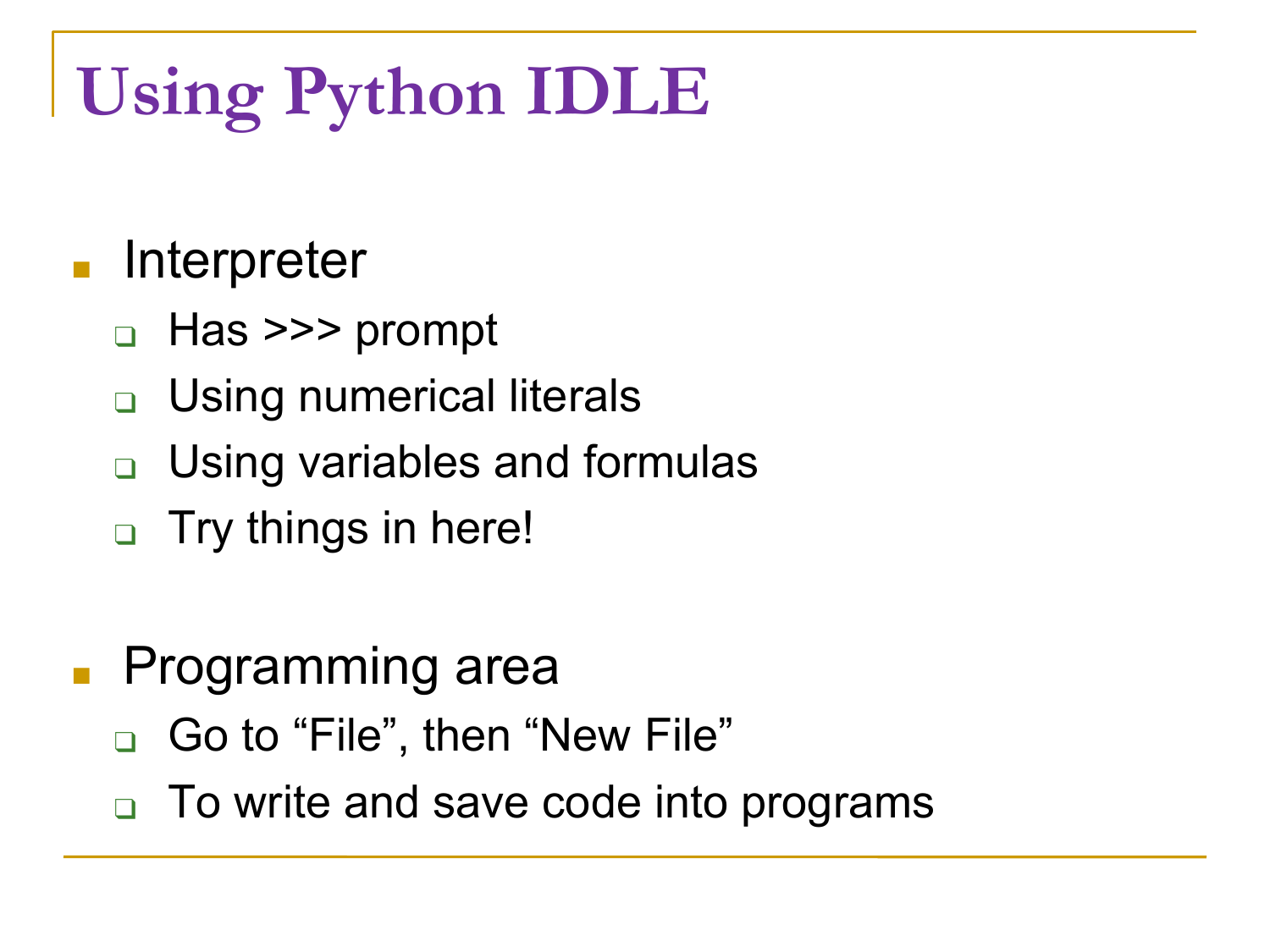# Using Python IDLE

- Interpreter
  - Has >>> prompt
  - Using numerical literals
  - Using variables and formulas
  - Try things in here!

- Programming area
  - Go to “File”, then “New File”
  - To write and save code into programs